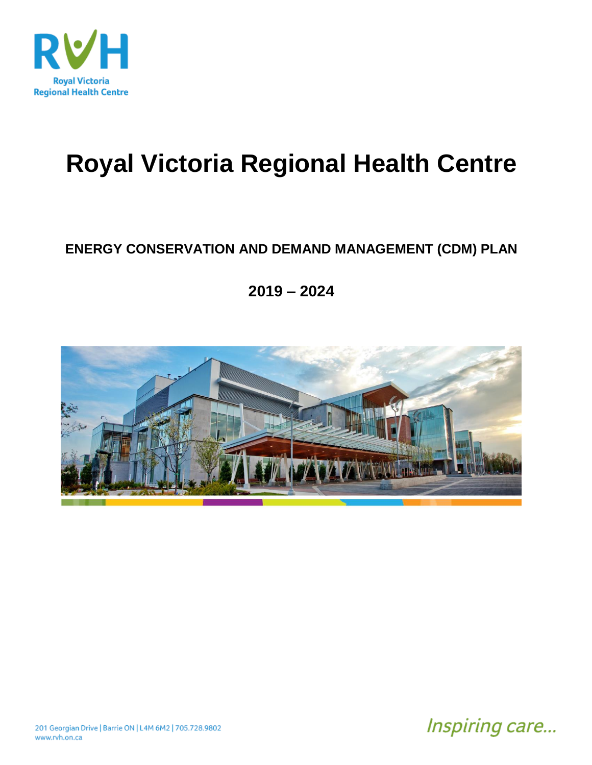RVH

Royal Victoria Regional Health Centre

# Royal Victoria Regional Health Centre

## ENERGY CONSERVATION AND DEMAND MANAGEMENT (CDM) PLAN

## 2019 – 2024

201 Georgian Drive | Barrie ON | L4M 6M2 | 705.728.9802
www.rvh.on.ca

*Inspiring care...*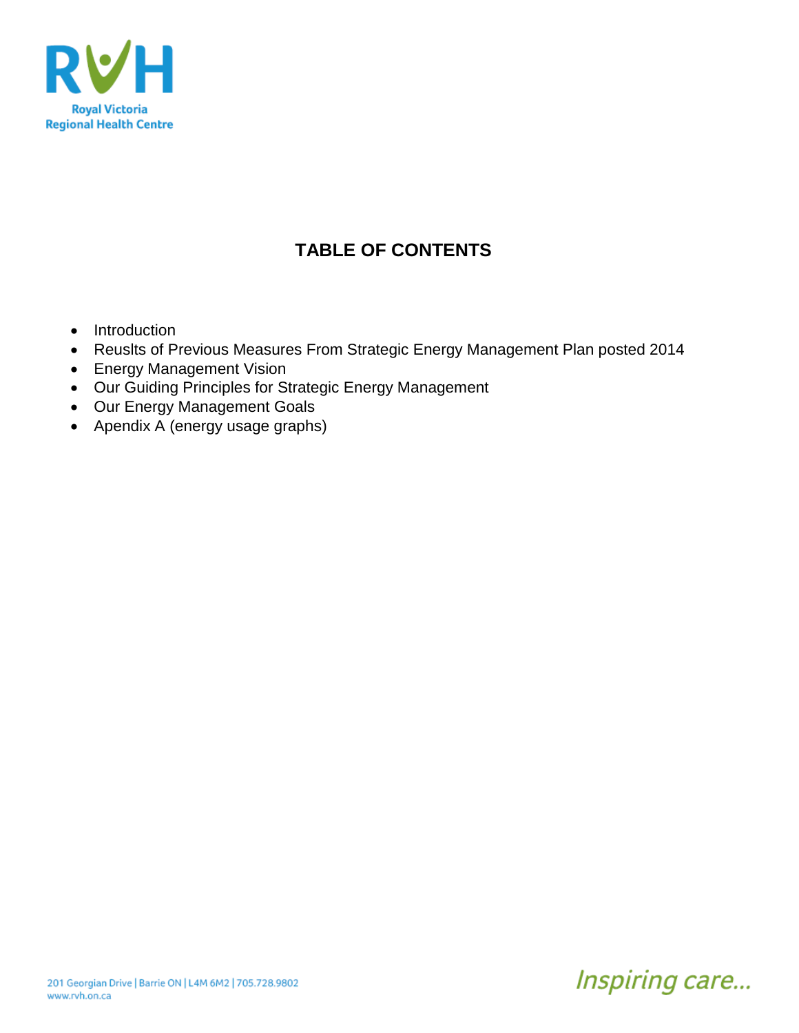# TABLE OF CONTENTS

- Introduction
- Reuslts of Previous Measures From Strategic Energy Management Plan posted 2014
- Energy Management Vision
- Our Guiding Principles for Strategic Energy Management
- Our Energy Management Goals
- Apendix A (energy usage graphs)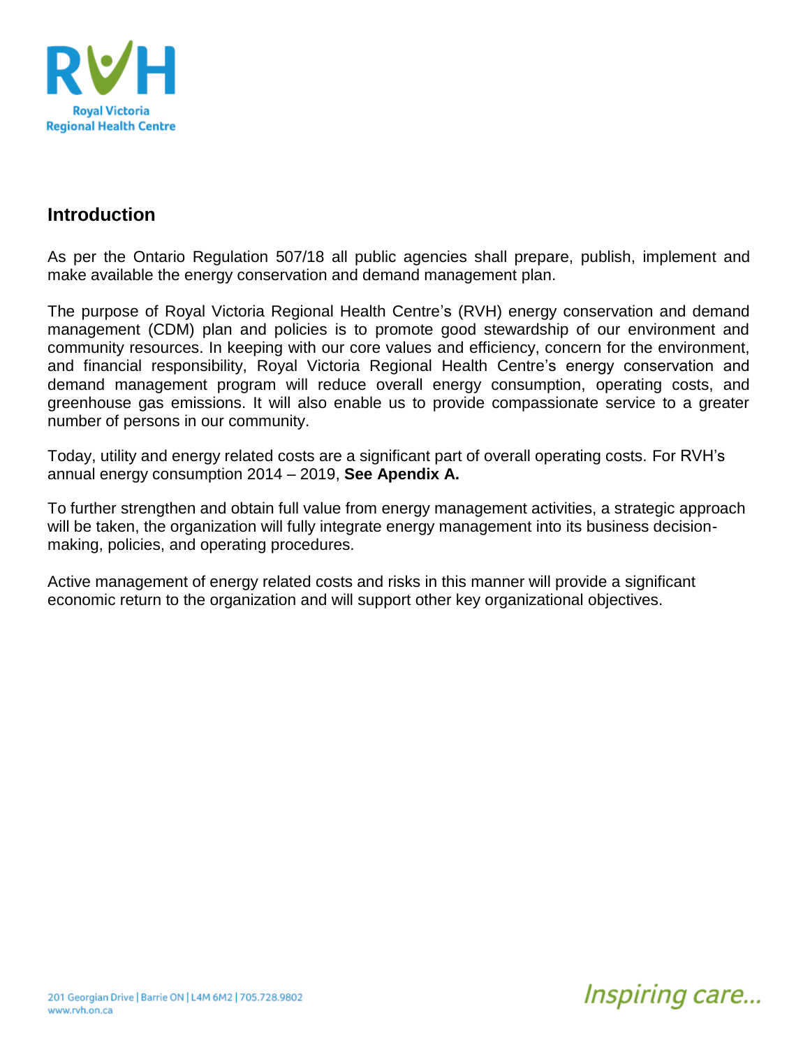## Introduction

As per the Ontario Regulation 507/18 all public agencies shall prepare, publish, implement and make available the energy conservation and demand management plan.

The purpose of Royal Victoria Regional Health Centre's (RVH) energy conservation and demand management (CDM) plan and policies is to promote good stewardship of our environment and community resources. In keeping with our core values and efficiency, concern for the environment, and financial responsibility, Royal Victoria Regional Health Centre's energy conservation and demand management program will reduce overall energy consumption, operating costs, and greenhouse gas emissions. It will also enable us to provide compassionate service to a greater number of persons in our community.

Today, utility and energy related costs are a significant part of overall operating costs. For RVH's annual energy consumption 2014 – 2019, **See Apendix A.**

To further strengthen and obtain full value from energy management activities, a strategic approach will be taken, the organization will fully integrate energy management into its business decision-making, policies, and operating procedures.

Active management of energy related costs and risks in this manner will provide a significant economic return to the organization and will support other key organizational objectives.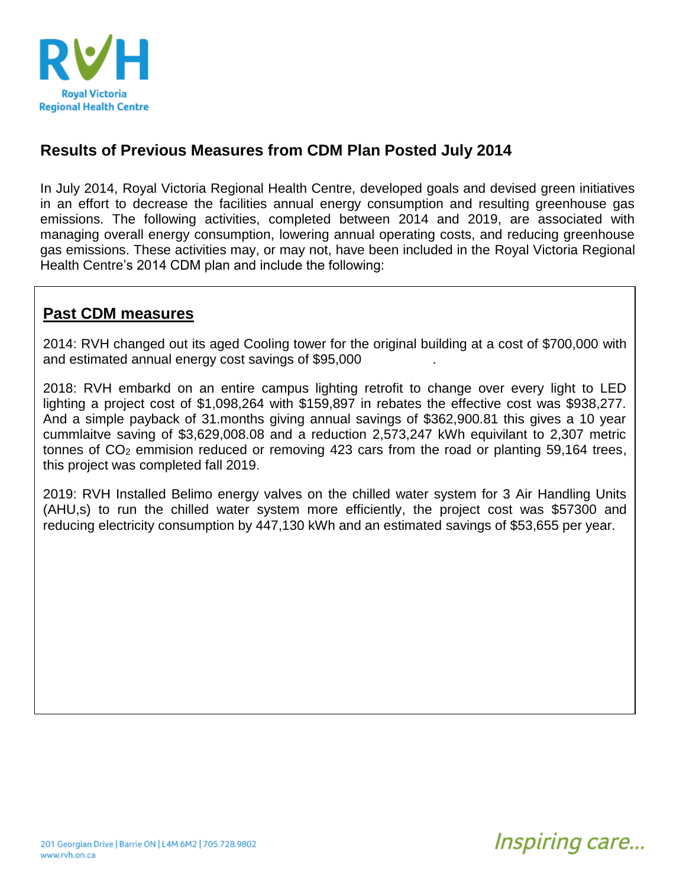## Results of Previous Measures from CDM Plan Posted July 2014

In July 2014, Royal Victoria Regional Health Centre, developed goals and devised green initiatives in an effort to decrease the facilities annual energy consumption and resulting greenhouse gas emissions. The following activities, completed between 2014 and 2019, are associated with managing overall energy consumption, lowering annual operating costs, and reducing greenhouse gas emissions. These activities may, or may not, have been included in the Royal Victoria Regional Health Centre's 2014 CDM plan and include the following:

### Past CDM measures

2014: RVH changed out its aged Cooling tower for the original building at a cost of $700,000 with and estimated annual energy cost savings of $95,000 .

2018: RVH embarkd on an entire campus lighting retrofit to change over every light to LED lighting a project cost of $1,098,264 with $159,897 in rebates the effective cost was $938,277. And a simple payback of 31.months giving annual savings of $362,900.81 this gives a 10 year cummlaitve saving of $3,629,008.08 and a reduction 2,573,247 kWh equivilant to 2,307 metric tonnes of $CO_2$ emmision reduced or removing 423 cars from the road or planting 59,164 trees, this project was completed fall 2019.

2019: RVH Installed Belimo energy valves on the chilled water system for 3 Air Handling Units (AHU,s) to run the chilled water system more efficiently, the project cost was $57300 and reducing electricity consumption by 447,130 kWh and an estimated savings of $53,655 per year.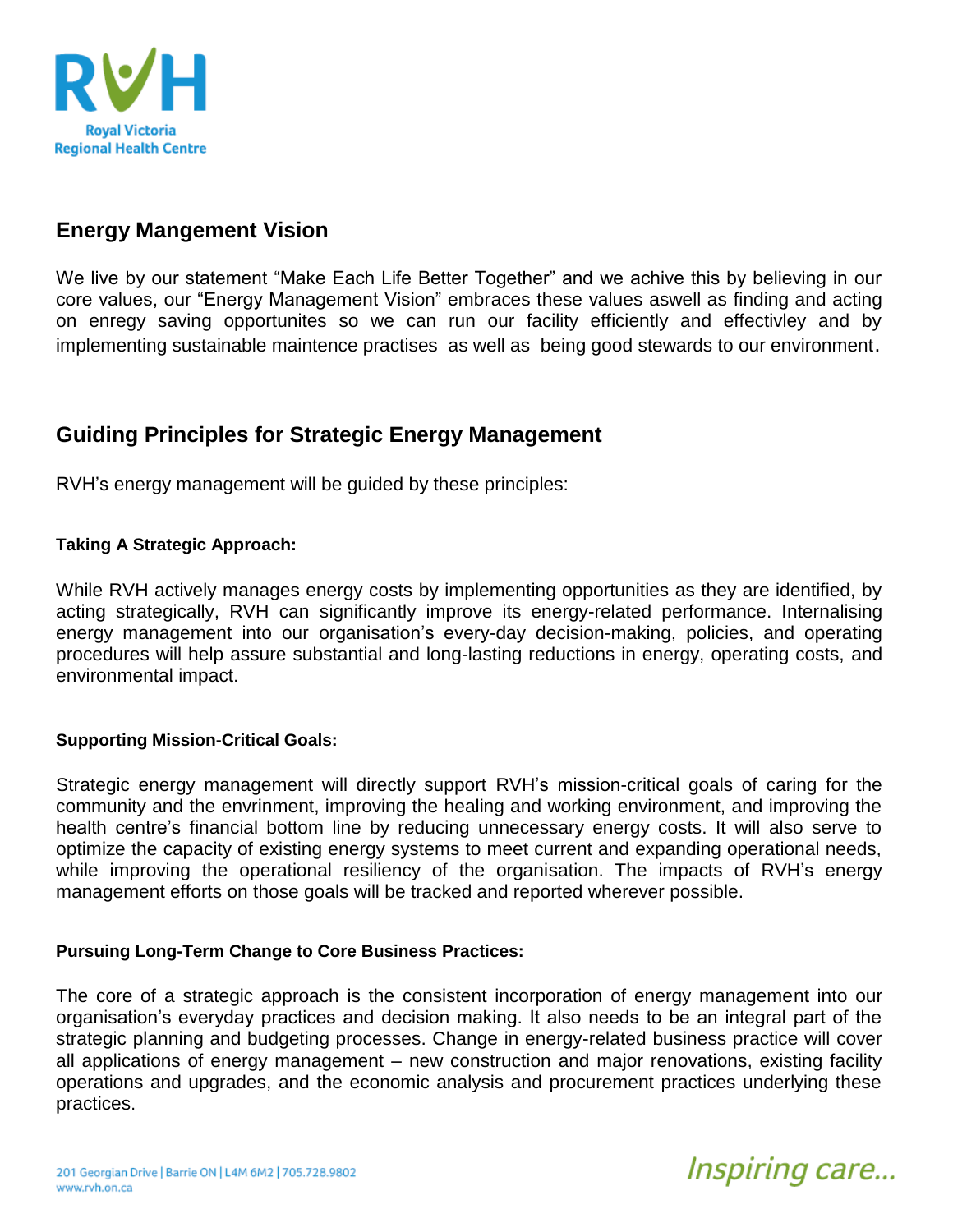## Energy Mangement Vision

We live by our statement "Make Each Life Better Together" and we achive this by believing in our core values, our "Energy Management Vision" embraces these values aswell as finding and acting on enregy saving opportunites so we can run our facility efficiently and effectivley and by implementing sustainable maintence practises as well as being good stewards to our environment.

## Guiding Principles for Strategic Energy Management

RVH's energy management will be guided by these principles:

### Taking A Strategic Approach:

While RVH actively manages energy costs by implementing opportunities as they are identified, by acting strategically, RVH can significantly improve its energy-related performance. Internalising energy management into our organisation's every-day decision-making, policies, and operating procedures will help assure substantial and long-lasting reductions in energy, operating costs, and environmental impact.

### Supporting Mission-Critical Goals:

Strategic energy management will directly support RVH's mission-critical goals of caring for the community and the envrinment, improving the healing and working environment, and improving the health centre's financial bottom line by reducing unnecessary energy costs. It will also serve to optimize the capacity of existing energy systems to meet current and expanding operational needs, while improving the operational resiliency of the organisation. The impacts of RVH's energy management efforts on those goals will be tracked and reported wherever possible.

### Pursuing Long-Term Change to Core Business Practices:

The core of a strategic approach is the consistent incorporation of energy management into our organisation's everyday practices and decision making. It also needs to be an integral part of the strategic planning and budgeting processes. Change in energy-related business practice will cover all applications of energy management – new construction and major renovations, existing facility operations and upgrades, and the economic analysis and procurement practices underlying these practices.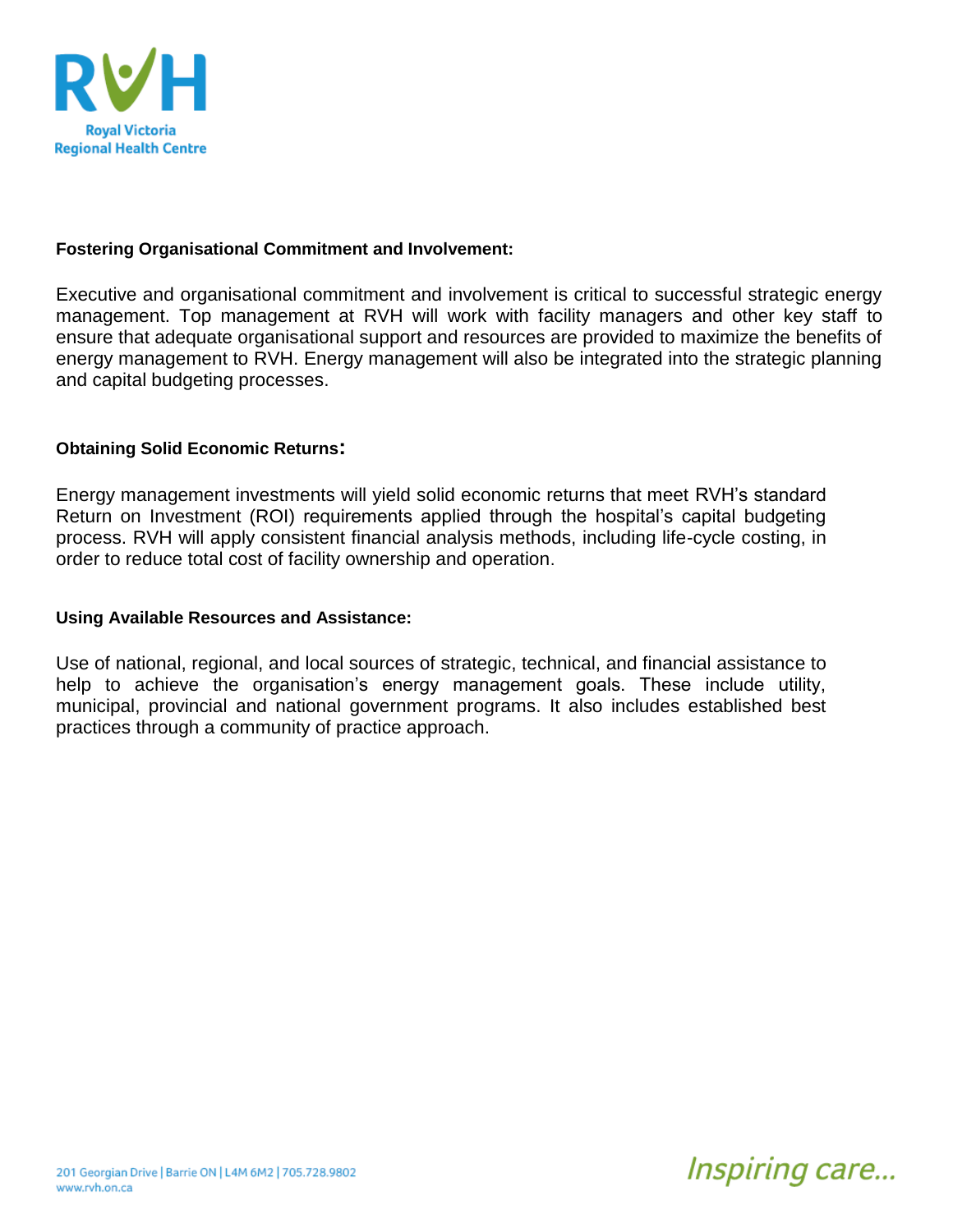**Fostering Organisational Commitment and Involvement:**

Executive and organisational commitment and involvement is critical to successful strategic energy management. Top management at RVH will work with facility managers and other key staff to ensure that adequate organisational support and resources are provided to maximize the benefits of energy management to RVH. Energy management will also be integrated into the strategic planning and capital budgeting processes.

**Obtaining Solid Economic Returns:**

Energy management investments will yield solid economic returns that meet RVH's standard Return on Investment (ROI) requirements applied through the hospital's capital budgeting process. RVH will apply consistent financial analysis methods, including life-cycle costing, in order to reduce total cost of facility ownership and operation.

**Using Available Resources and Assistance:**

Use of national, regional, and local sources of strategic, technical, and financial assistance to help to achieve the organisation's energy management goals. These include utility, municipal, provincial and national government programs. It also includes established best practices through a community of practice approach.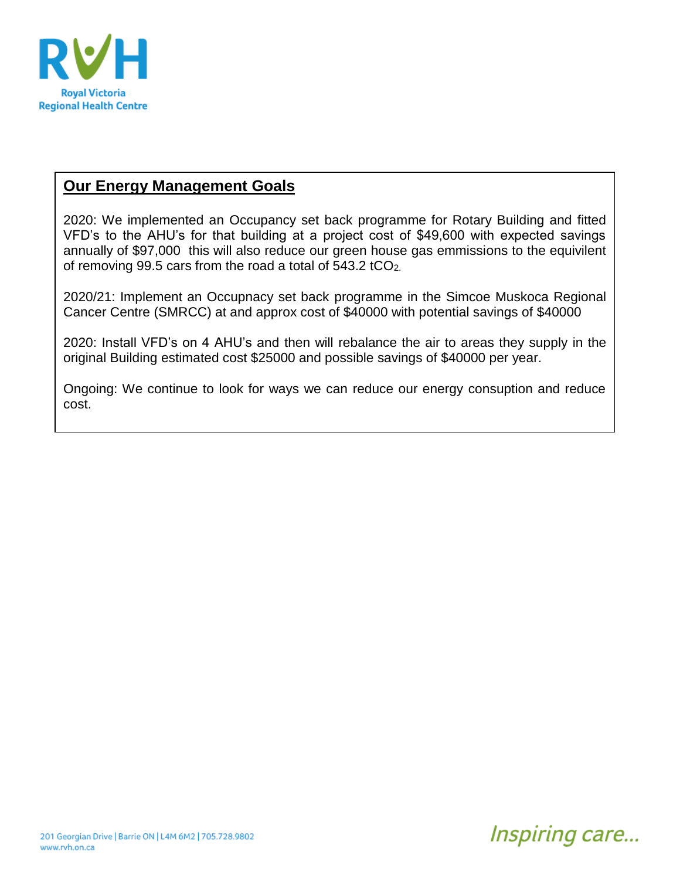## Our Energy Management Goals

2020: We implemented an Occupancy set back programme for Rotary Building and fitted VFD's to the AHU's for that building at a project cost of $49,600 with expected savings annually of $97,000 this will also reduce our green house gas emmissions to the equivilent of removing 99.5 cars from the road a total of 543.2 $tCO_2$.

2020/21: Implement an Occupnacy set back programme in the Simcoe Muskoca Regional Cancer Centre (SMRCC) at and approx cost of $40000 with potential savings of $40000

2020: Install VFD's on 4 AHU's and then will rebalance the air to areas they supply in the original Building estimated cost $25000 and possible savings of $40000 per year.

Ongoing: We continue to look for ways we can reduce our energy consuption and reduce cost.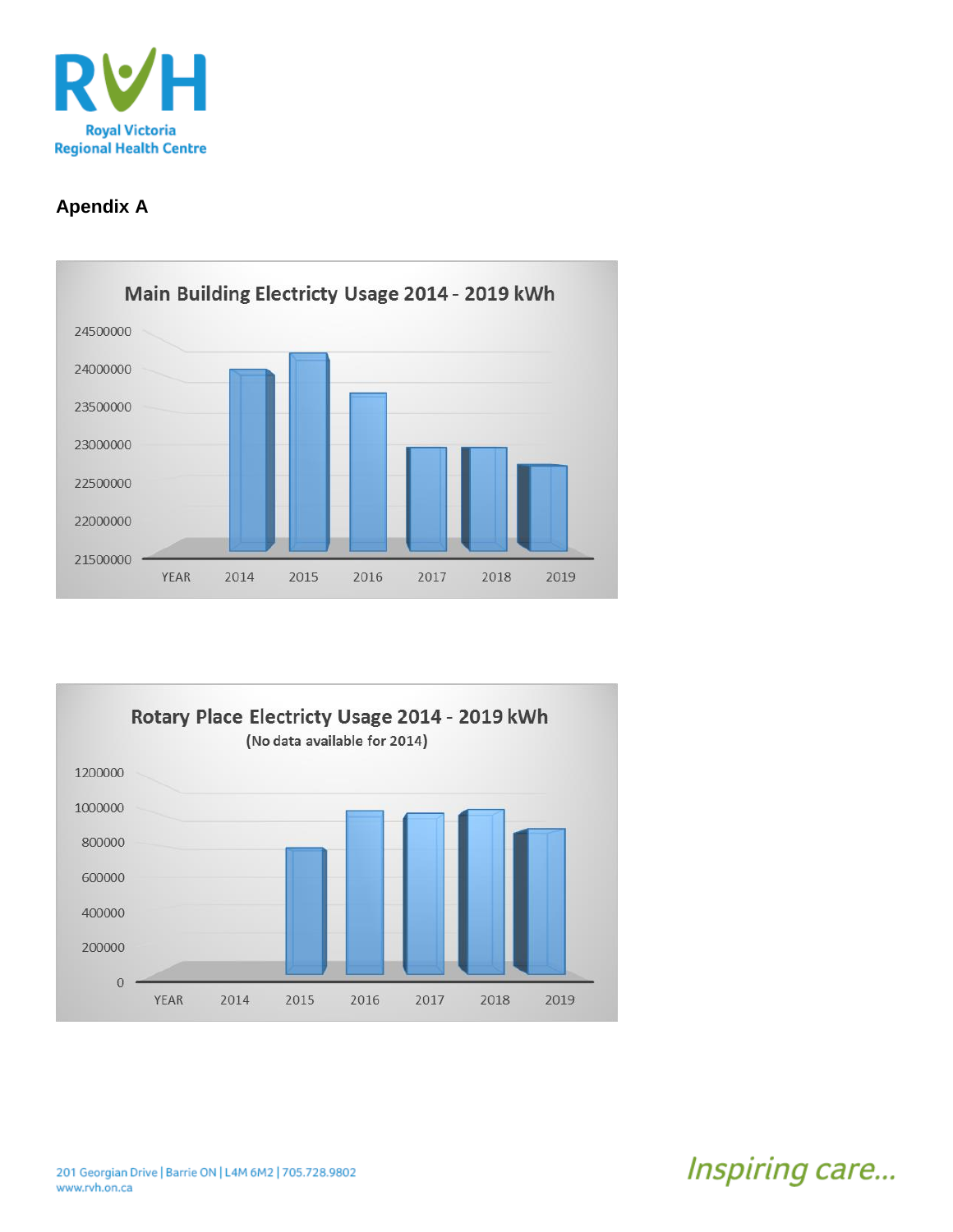**Apendix A**

Main Building Electricty Usage 2014 - 2019 kWh

Rotary Place Electricty Usage 2014 - 2019 kWh

(No data available for 2014)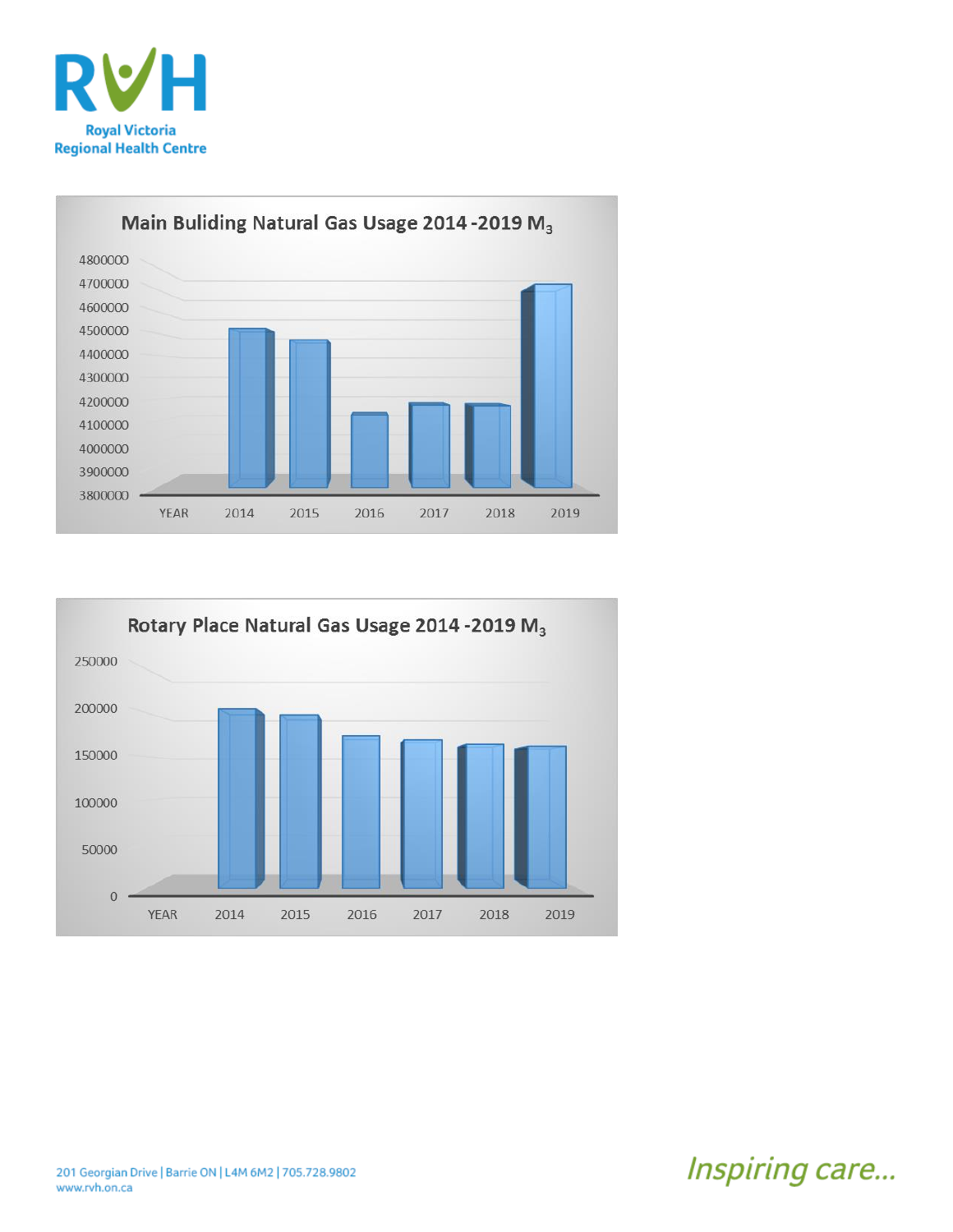Royal Victoria Regional Health Centre

Main Buliding Natural Gas Usage 2014 -2019 $M_3$

4800000
4700000
4600000
4500000
4400000
4300000
4200000
4100000
4000000
3900000
3800000

YEAR 2014 2015 2016 2017 2018 2019

Rotary Place Natural Gas Usage 2014 -2019 $M_3$

250000
200000
150000
100000
50000
0

YEAR 2014 2015 2016 2017 2018 2019